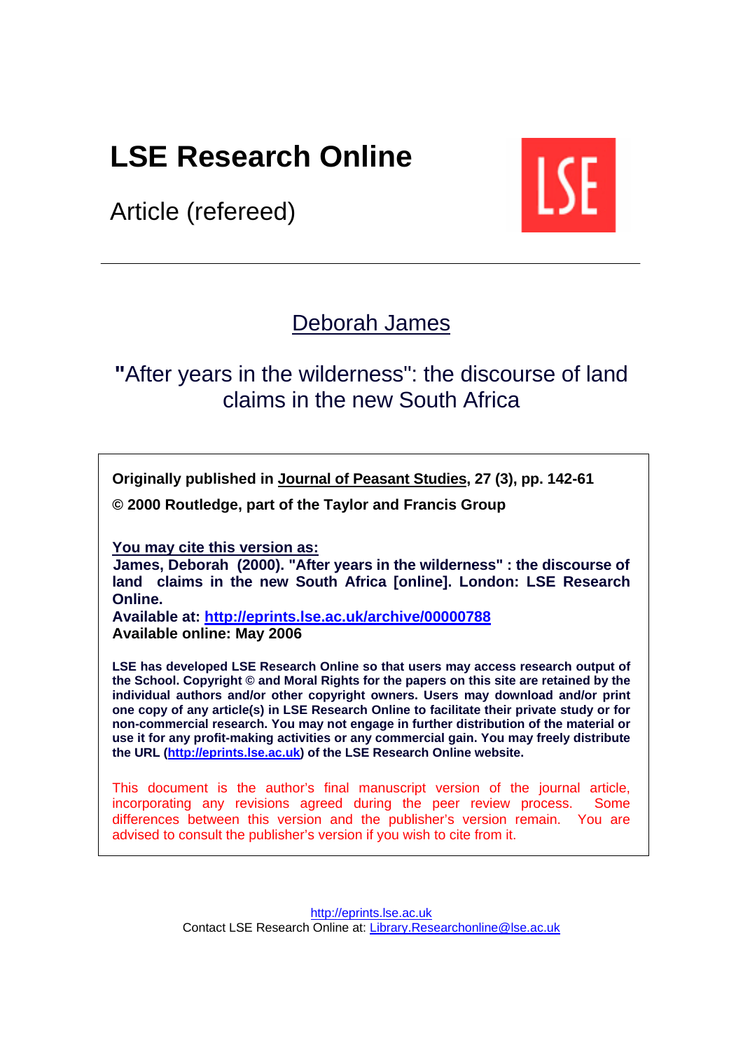# LSE Research Online

Article (refereed)

---

## [Deborah James](#)

## "After years in the wilderness": the discourse of land claims in the new South Africa

**Originally published in [Journal of Peasant Studies](#), 27 (3), pp. 142-61**

**© 2000 Routledge, part of the Taylor and Francis Group**

**You may cite this version as:**
**James, Deborah (2000). "After years in the wilderness" : the discourse of land claims in the new South Africa [online]. London: LSE Research Online.**
**Available at: [http://eprints.lse.ac.uk/archive/00000788](http://eprints.lse.ac.uk/archive/00000788)**
**Available online: May 2006**

**LSE has developed LSE Research Online so that users may access research output of the School. Copyright © and Moral Rights for the papers on this site are retained by the individual authors and/or other copyright owners. Users may download and/or print one copy of any article(s) in LSE Research Online to facilitate their private study or for non-commercial research. You may not engage in further distribution of the material or use it for any profit-making activities or any commercial gain. You may freely distribute the URL ([http://eprints.lse.ac.uk](http://eprints.lse.ac.uk)) of the LSE Research Online website.**

This document is the author's final manuscript version of the journal article, incorporating any revisions agreed during the peer review process. Some differences between this version and the publisher's version remain. You are advised to consult the publisher's version if you wish to cite from it.

[http://eprints.lse.ac.uk](http://eprints.lse.ac.uk)
Contact LSE Research Online at: [Library.Researchonline@lse.ac.uk](mailto:Library.Researchonline@lse.ac.uk)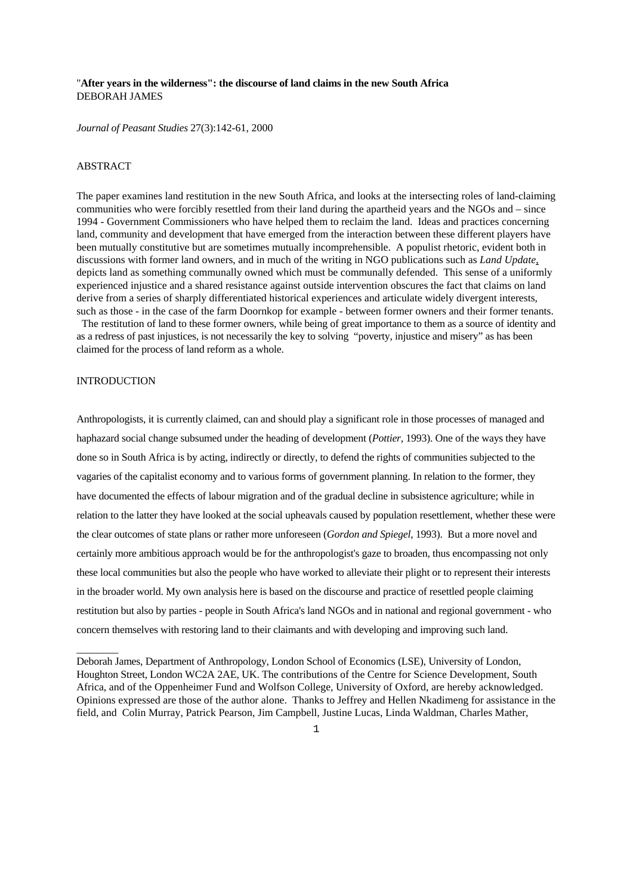"**After years in the wilderness": the discourse of land claims in the new South Africa**
DEBORAH JAMES

*Journal of Peasant Studies* 27(3):142-61, 2000

ABSTRACT

The paper examines land restitution in the new South Africa, and looks at the intersecting roles of land-claiming communities who were forcibly resettled from their land during the apartheid years and the NGOs and – since 1994 - Government Commissioners who have helped them to reclaim the land. Ideas and practices concerning land, community and development that have emerged from the interaction between these different players have been mutually constitutive but are sometimes mutually incomprehensible. A populist rhetoric, evident both in discussions with former land owners, and in much of the writing in NGO publications such as *Land Update*, depicts land as something communally owned which must be communally defended. This sense of a uniformly experienced injustice and a shared resistance against outside intervention obscures the fact that claims on land derive from a series of sharply differentiated historical experiences and articulate widely divergent interests, such as those - in the case of the farm Doornkop for example - between former owners and their former tenants. The restitution of land to these former owners, while being of great importance to them as a source of identity and as a redress of past injustices, is not necessarily the key to solving "poverty, injustice and misery" as has been claimed for the process of land reform as a whole.

INTRODUCTION

Anthropologists, it is currently claimed, can and should play a significant role in those processes of managed and haphazard social change subsumed under the heading of development (*Pottier*, 1993). One of the ways they have done so in South Africa is by acting, indirectly or directly, to defend the rights of communities subjected to the vagaries of the capitalist economy and to various forms of government planning. In relation to the former, they have documented the effects of labour migration and of the gradual decline in subsistence agriculture; while in relation to the latter they have looked at the social upheavals caused by population resettlement, whether these were the clear outcomes of state plans or rather more unforeseen (*Gordon and Spiegel*, 1993). But a more novel and certainly more ambitious approach would be for the anthropologist's gaze to broaden, thus encompassing not only these local communities but also the people who have worked to alleviate their plight or to represent their interests in the broader world. My own analysis here is based on the discourse and practice of resettled people claiming restitution but also by parties - people in South Africa's land NGOs and in national and regional government - who concern themselves with restoring land to their claimants and with developing and improving such land.

________

Deborah James, Department of Anthropology, London School of Economics (LSE), University of London, Houghton Street, London WC2A 2AE, UK. The contributions of the Centre for Science Development, South Africa, and of the Oppenheimer Fund and Wolfson College, University of Oxford, are hereby acknowledged. Opinions expressed are those of the author alone. Thanks to Jeffrey and Hellen Nkadimeng for assistance in the field, and Colin Murray, Patrick Pearson, Jim Campbell, Justine Lucas, Linda Waldman, Charles Mather,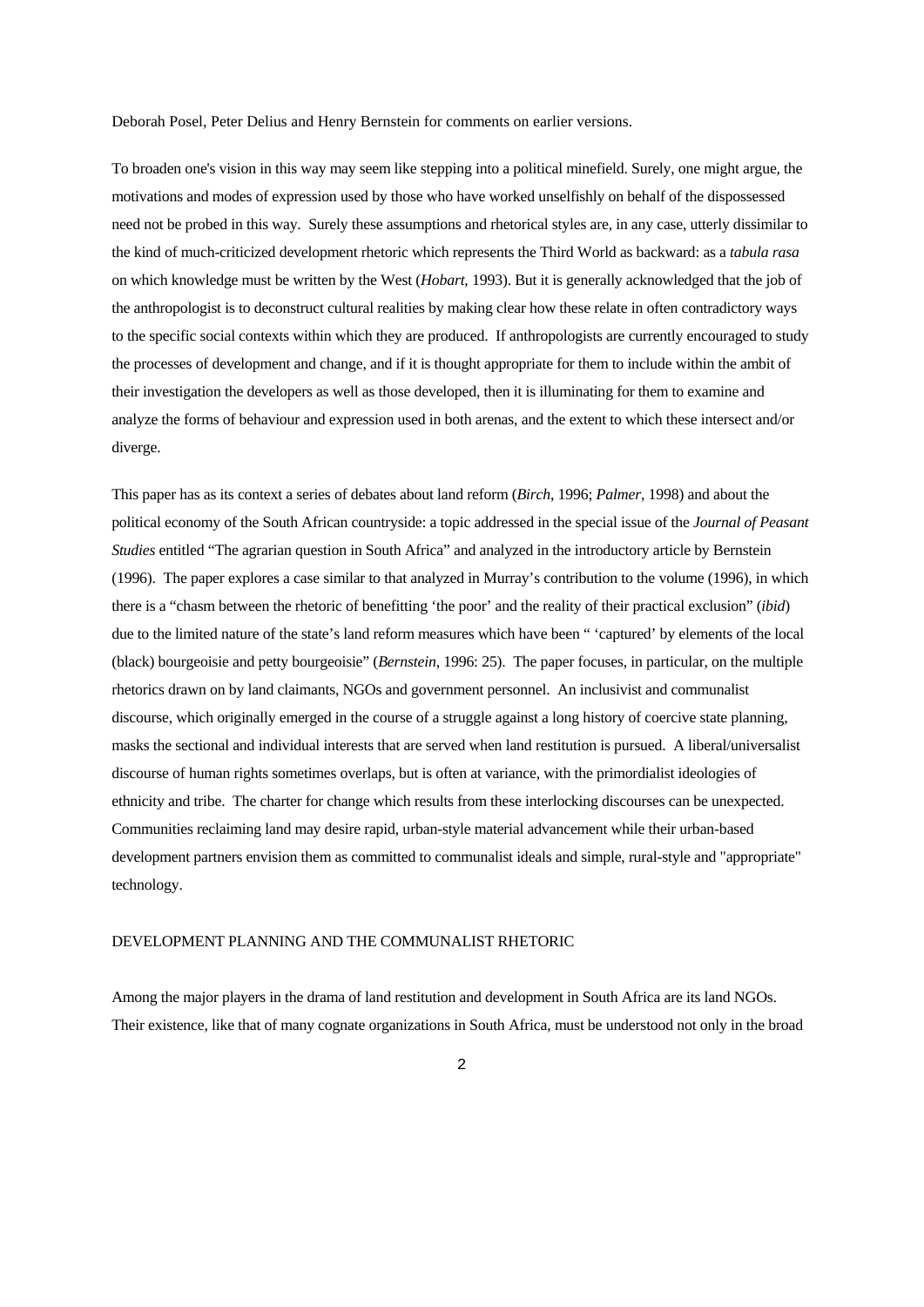Deborah Posel, Peter Delius and Henry Bernstein for comments on earlier versions.

To broaden one's vision in this way may seem like stepping into a political minefield. Surely, one might argue, the motivations and modes of expression used by those who have worked unselfishly on behalf of the dispossessed need not be probed in this way. Surely these assumptions and rhetorical styles are, in any case, utterly dissimilar to the kind of much-criticized development rhetoric which represents the Third World as backward: as a *tabula rasa* on which knowledge must be written by the West (*Hobart*, 1993). But it is generally acknowledged that the job of the anthropologist is to deconstruct cultural realities by making clear how these relate in often contradictory ways to the specific social contexts within which they are produced. If anthropologists are currently encouraged to study the processes of development and change, and if it is thought appropriate for them to include within the ambit of their investigation the developers as well as those developed, then it is illuminating for them to examine and analyze the forms of behaviour and expression used in both arenas, and the extent to which these intersect and/or diverge.

This paper has as its context a series of debates about land reform (*Birch*, 1996; *Palmer*, 1998) and about the political economy of the South African countryside: a topic addressed in the special issue of the *Journal of Peasant Studies* entitled "The agrarian question in South Africa" and analyzed in the introductory article by Bernstein (1996). The paper explores a case similar to that analyzed in Murray's contribution to the volume (1996), in which there is a "chasm between the rhetoric of benefitting 'the poor' and the reality of their practical exclusion" (*ibid*) due to the limited nature of the state's land reform measures which have been " 'captured' by elements of the local (black) bourgeoisie and petty bourgeoisie" (*Bernstein*, 1996: 25). The paper focuses, in particular, on the multiple rhetorics drawn on by land claimants, NGOs and government personnel. An inclusivist and communalist discourse, which originally emerged in the course of a struggle against a long history of coercive state planning, masks the sectional and individual interests that are served when land restitution is pursued. A liberal/universalist discourse of human rights sometimes overlaps, but is often at variance, with the primordialist ideologies of ethnicity and tribe. The charter for change which results from these interlocking discourses can be unexpected. Communities reclaiming land may desire rapid, urban-style material advancement while their urban-based development partners envision them as committed to communalist ideals and simple, rural-style and "appropriate" technology.

## DEVELOPMENT PLANNING AND THE COMMUNALIST RHETORIC

Among the major players in the drama of land restitution and development in South Africa are its land NGOs. Their existence, like that of many cognate organizations in South Africa, must be understood not only in the broad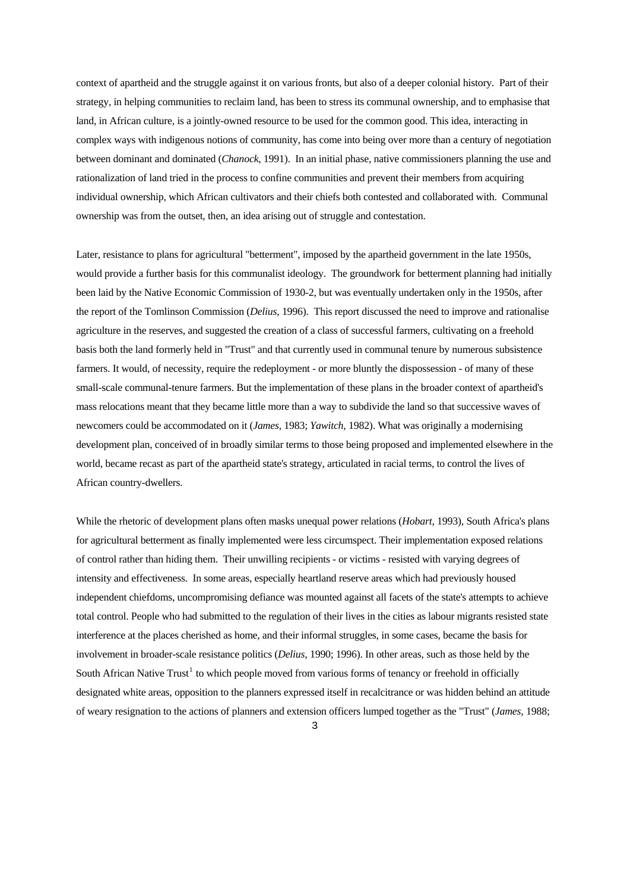context of apartheid and the struggle against it on various fronts, but also of a deeper colonial history. Part of their strategy, in helping communities to reclaim land, has been to stress its communal ownership, and to emphasise that land, in African culture, is a jointly-owned resource to be used for the common good. This idea, interacting in complex ways with indigenous notions of community, has come into being over more than a century of negotiation between dominant and dominated (*Chanock*, 1991). In an initial phase, native commissioners planning the use and rationalization of land tried in the process to confine communities and prevent their members from acquiring individual ownership, which African cultivators and their chiefs both contested and collaborated with. Communal ownership was from the outset, then, an idea arising out of struggle and contestation.

Later, resistance to plans for agricultural "betterment", imposed by the apartheid government in the late 1950s, would provide a further basis for this communalist ideology. The groundwork for betterment planning had initially been laid by the Native Economic Commission of 1930-2, but was eventually undertaken only in the 1950s, after the report of the Tomlinson Commission (*Delius*, 1996). This report discussed the need to improve and rationalise agriculture in the reserves, and suggested the creation of a class of successful farmers, cultivating on a freehold basis both the land formerly held in "Trust" and that currently used in communal tenure by numerous subsistence farmers. It would, of necessity, require the redeployment - or more bluntly the dispossession - of many of these small-scale communal-tenure farmers. But the implementation of these plans in the broader context of apartheid's mass relocations meant that they became little more than a way to subdivide the land so that successive waves of newcomers could be accommodated on it (*James*, 1983; *Yawitch*, 1982). What was originally a modernising development plan, conceived of in broadly similar terms to those being proposed and implemented elsewhere in the world, became recast as part of the apartheid state's strategy, articulated in racial terms, to control the lives of African country-dwellers.

While the rhetoric of development plans often masks unequal power relations (*Hobart*, 1993), South Africa's plans for agricultural betterment as finally implemented were less circumspect. Their implementation exposed relations of control rather than hiding them. Their unwilling recipients - or victims - resisted with varying degrees of intensity and effectiveness. In some areas, especially heartland reserve areas which had previously housed independent chiefdoms, uncompromising defiance was mounted against all facets of the state's attempts to achieve total control. People who had submitted to the regulation of their lives in the cities as labour migrants resisted state interference at the places cherished as home, and their informal struggles, in some cases, became the basis for involvement in broader-scale resistance politics (*Delius*, 1990; 1996). In other areas, such as those held by the South African Native Trust[1] to which people moved from various forms of tenancy or freehold in officially designated white areas, opposition to the planners expressed itself in recalcitrance or was hidden behind an attitude of weary resignation to the actions of planners and extension officers lumped together as the "Trust" (*James*, 1988;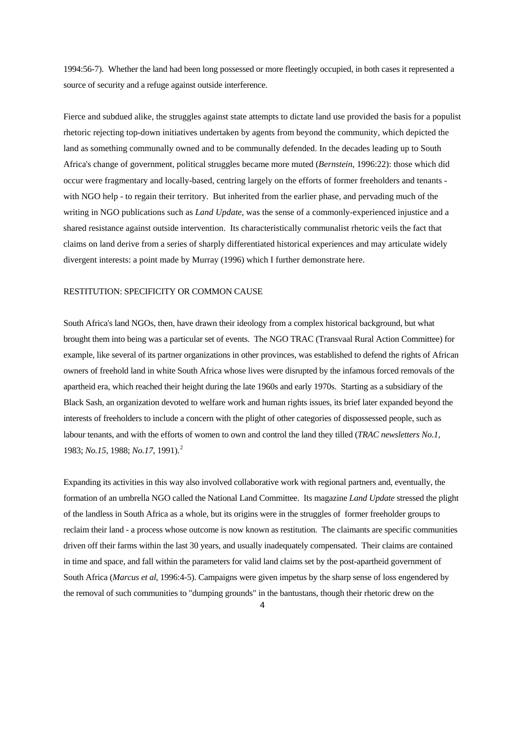1994:56-7). Whether the land had been long possessed or more fleetingly occupied, in both cases it represented a source of security and a refuge against outside interference.

Fierce and subdued alike, the struggles against state attempts to dictate land use provided the basis for a populist rhetoric rejecting top-down initiatives undertaken by agents from beyond the community, which depicted the land as something communally owned and to be communally defended. In the decades leading up to South Africa's change of government, political struggles became more muted (*Bernstein*, 1996:22): those which did occur were fragmentary and locally-based, centring largely on the efforts of former freeholders and tenants - with NGO help - to regain their territory. But inherited from the earlier phase, and pervading much of the writing in NGO publications such as *Land Update*, was the sense of a commonly-experienced injustice and a shared resistance against outside intervention. Its characteristically communalist rhetoric veils the fact that claims on land derive from a series of sharply differentiated historical experiences and may articulate widely divergent interests: a point made by Murray (1996) which I further demonstrate here.

## RESTITUTION: SPECIFICITY OR COMMON CAUSE

South Africa's land NGOs, then, have drawn their ideology from a complex historical background, but what brought them into being was a particular set of events. The NGO TRAC (Transvaal Rural Action Committee) for example, like several of its partner organizations in other provinces, was established to defend the rights of African owners of freehold land in white South Africa whose lives were disrupted by the infamous forced removals of the apartheid era, which reached their height during the late 1960s and early 1970s. Starting as a subsidiary of the Black Sash, an organization devoted to welfare work and human rights issues, its brief later expanded beyond the interests of freeholders to include a concern with the plight of other categories of dispossessed people, such as labour tenants, and with the efforts of women to own and control the land they tilled (*TRAC newsletters No.1*, 1983; *No.15*, 1988; *No.17*, 1991).[2]

Expanding its activities in this way also involved collaborative work with regional partners and, eventually, the formation of an umbrella NGO called the National Land Committee. Its magazine *Land Update* stressed the plight of the landless in South Africa as a whole, but its origins were in the struggles of former freeholder groups to reclaim their land - a process whose outcome is now known as restitution. The claimants are specific communities driven off their farms within the last 30 years, and usually inadequately compensated. Their claims are contained in time and space, and fall within the parameters for valid land claims set by the post-apartheid government of South Africa (*Marcus et al*, 1996:4-5). Campaigns were given impetus by the sharp sense of loss engendered by the removal of such communities to "dumping grounds" in the bantustans, though their rhetoric drew on the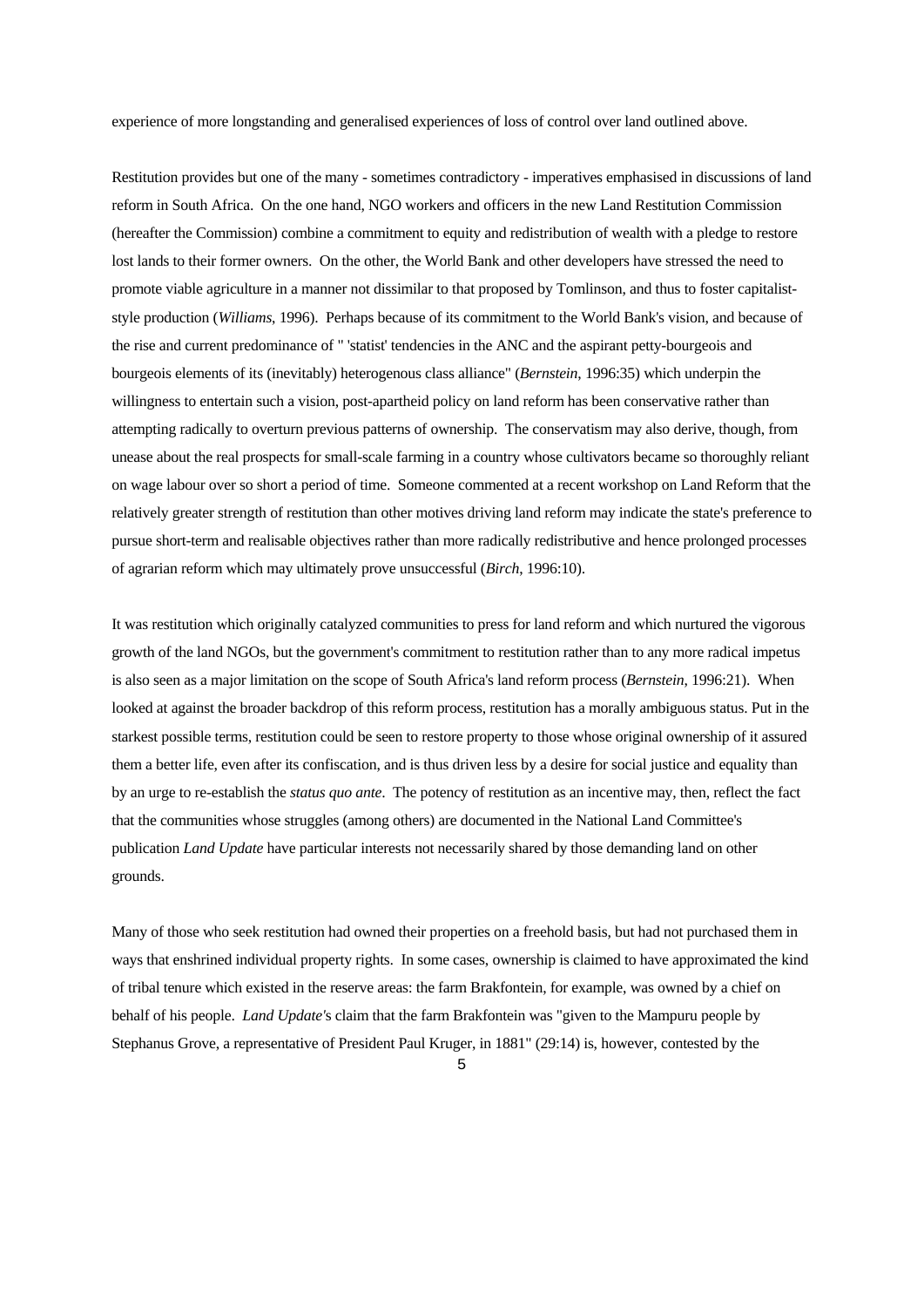experience of more longstanding and generalised experiences of loss of control over land outlined above.

Restitution provides but one of the many - sometimes contradictory - imperatives emphasised in discussions of land reform in South Africa. On the one hand, NGO workers and officers in the new Land Restitution Commission (hereafter the Commission) combine a commitment to equity and redistribution of wealth with a pledge to restore lost lands to their former owners. On the other, the World Bank and other developers have stressed the need to promote viable agriculture in a manner not dissimilar to that proposed by Tomlinson, and thus to foster capitalist-style production (*Williams*, 1996). Perhaps because of its commitment to the World Bank's vision, and because of the rise and current predominance of " 'statist' tendencies in the ANC and the aspirant petty-bourgeois and bourgeois elements of its (inevitably) heterogenous class alliance" (*Bernstein*, 1996:35) which underpin the willingness to entertain such a vision, post-apartheid policy on land reform has been conservative rather than attempting radically to overturn previous patterns of ownership. The conservatism may also derive, though, from unease about the real prospects for small-scale farming in a country whose cultivators became so thoroughly reliant on wage labour over so short a period of time. Someone commented at a recent workshop on Land Reform that the relatively greater strength of restitution than other motives driving land reform may indicate the state's preference to pursue short-term and realisable objectives rather than more radically redistributive and hence prolonged processes of agrarian reform which may ultimately prove unsuccessful (*Birch*, 1996:10).

It was restitution which originally catalyzed communities to press for land reform and which nurtured the vigorous growth of the land NGOs, but the government's commitment to restitution rather than to any more radical impetus is also seen as a major limitation on the scope of South Africa's land reform process (*Bernstein*, 1996:21). When looked at against the broader backdrop of this reform process, restitution has a morally ambiguous status. Put in the starkest possible terms, restitution could be seen to restore property to those whose original ownership of it assured them a better life, even after its confiscation, and is thus driven less by a desire for social justice and equality than by an urge to re-establish the *status quo ante*. The potency of restitution as an incentive may, then, reflect the fact that the communities whose struggles (among others) are documented in the National Land Committee's publication *Land Update* have particular interests not necessarily shared by those demanding land on other grounds.

Many of those who seek restitution had owned their properties on a freehold basis, but had not purchased them in ways that enshrined individual property rights. In some cases, ownership is claimed to have approximated the kind of tribal tenure which existed in the reserve areas: the farm Brakfontein, for example, was owned by a chief on behalf of his people. *Land Update*'s claim that the farm Brakfontein was "given to the Mampuru people by Stephanus Grove, a representative of President Paul Kruger, in 1881" (29:14) is, however, contested by the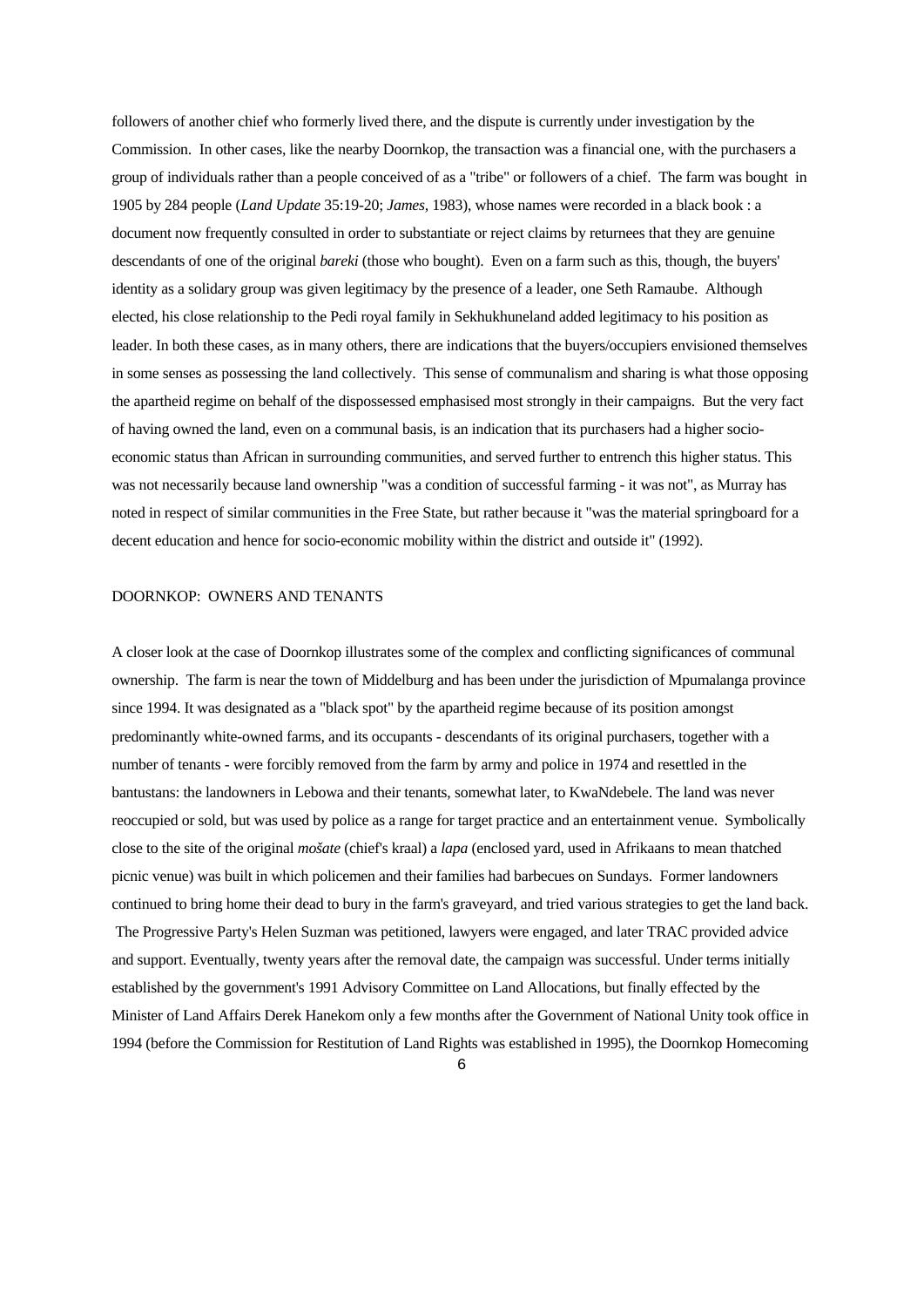followers of another chief who formerly lived there, and the dispute is currently under investigation by the Commission. In other cases, like the nearby Doornkop, the transaction was a financial one, with the purchasers a group of individuals rather than a people conceived of as a "tribe" or followers of a chief. The farm was bought in 1905 by 284 people (*Land Update* 35:19-20; *James*, 1983), whose names were recorded in a black book : a document now frequently consulted in order to substantiate or reject claims by returnees that they are genuine descendants of one of the original *bareki* (those who bought). Even on a farm such as this, though, the buyers' identity as a solidary group was given legitimacy by the presence of a leader, one Seth Ramaube. Although elected, his close relationship to the Pedi royal family in Sekhukhuneland added legitimacy to his position as leader. In both these cases, as in many others, there are indications that the buyers/occupiers envisioned themselves in some senses as possessing the land collectively. This sense of communalism and sharing is what those opposing the apartheid regime on behalf of the dispossessed emphasised most strongly in their campaigns. But the very fact of having owned the land, even on a communal basis, is an indication that its purchasers had a higher socio-economic status than African in surrounding communities, and served further to entrench this higher status. This was not necessarily because land ownership "was a condition of successful farming - it was not", as Murray has noted in respect of similar communities in the Free State, but rather because it "was the material springboard for a decent education and hence for socio-economic mobility within the district and outside it" (1992).

## DOORNKOP: OWNERS AND TENANTS

A closer look at the case of Doornkop illustrates some of the complex and conflicting significances of communal ownership. The farm is near the town of Middelburg and has been under the jurisdiction of Mpumalanga province since 1994. It was designated as a "black spot" by the apartheid regime because of its position amongst predominantly white-owned farms, and its occupants - descendants of its original purchasers, together with a number of tenants - were forcibly removed from the farm by army and police in 1974 and resettled in the bantustans: the landowners in Lebowa and their tenants, somewhat later, to KwaNdebele. The land was never reoccupied or sold, but was used by police as a range for target practice and an entertainment venue. Symbolically close to the site of the original *mošate* (chief's kraal) a *lapa* (enclosed yard, used in Afrikaans to mean thatched picnic venue) was built in which policemen and their families had barbecues on Sundays. Former landowners continued to bring home their dead to bury in the farm's graveyard, and tried various strategies to get the land back. The Progressive Party's Helen Suzman was petitioned, lawyers were engaged, and later TRAC provided advice and support. Eventually, twenty years after the removal date, the campaign was successful. Under terms initially established by the government's 1991 Advisory Committee on Land Allocations, but finally effected by the Minister of Land Affairs Derek Hanekom only a few months after the Government of National Unity took office in 1994 (before the Commission for Restitution of Land Rights was established in 1995), the Doornkop Homecoming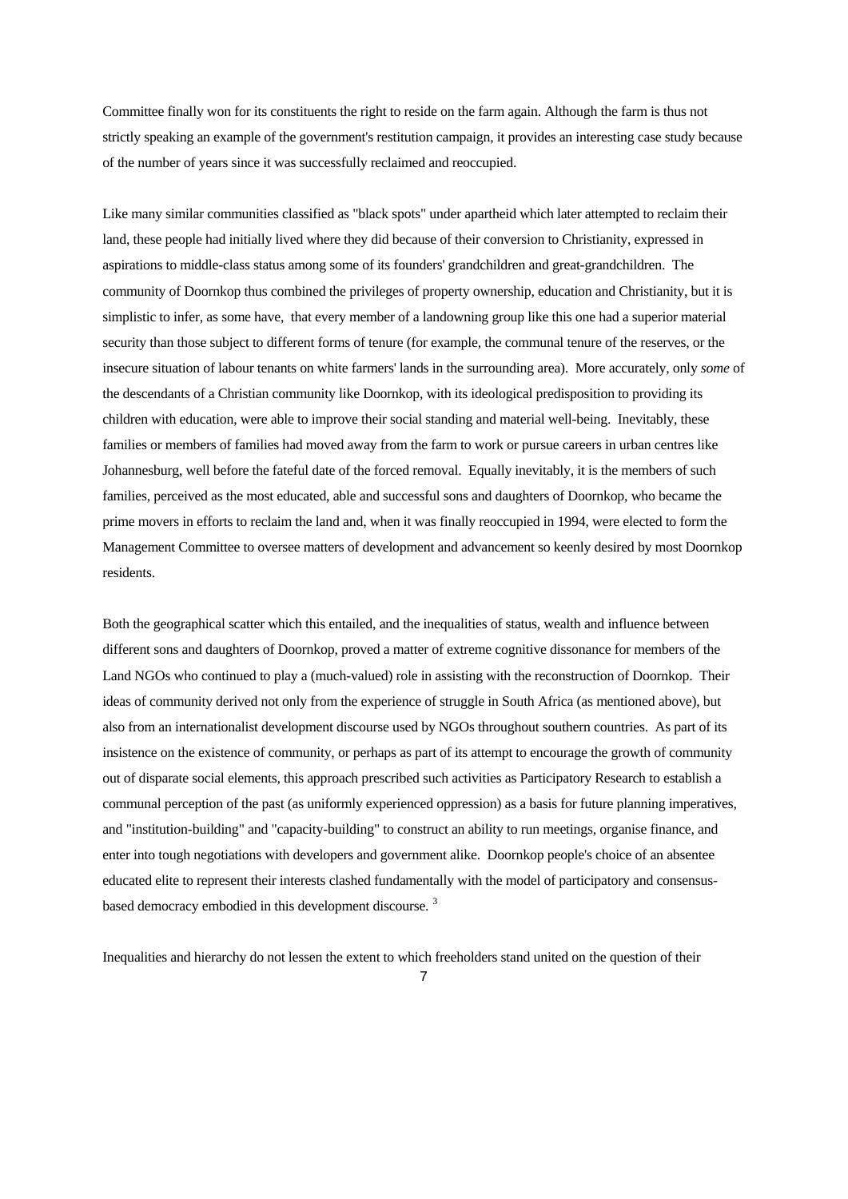Committee finally won for its constituents the right to reside on the farm again. Although the farm is thus not strictly speaking an example of the government's restitution campaign, it provides an interesting case study because of the number of years since it was successfully reclaimed and reoccupied.

Like many similar communities classified as "black spots" under apartheid which later attempted to reclaim their land, these people had initially lived where they did because of their conversion to Christianity, expressed in aspirations to middle-class status among some of its founders' grandchildren and great-grandchildren. The community of Doornkop thus combined the privileges of property ownership, education and Christianity, but it is simplistic to infer, as some have, that every member of a landowning group like this one had a superior material security than those subject to different forms of tenure (for example, the communal tenure of the reserves, or the insecure situation of labour tenants on white farmers' lands in the surrounding area). More accurately, only *some* of the descendants of a Christian community like Doornkop, with its ideological predisposition to providing its children with education, were able to improve their social standing and material well-being. Inevitably, these families or members of families had moved away from the farm to work or pursue careers in urban centres like Johannesburg, well before the fateful date of the forced removal. Equally inevitably, it is the members of such families, perceived as the most educated, able and successful sons and daughters of Doornkop, who became the prime movers in efforts to reclaim the land and, when it was finally reoccupied in 1994, were elected to form the Management Committee to oversee matters of development and advancement so keenly desired by most Doornkop residents.

Both the geographical scatter which this entailed, and the inequalities of status, wealth and influence between different sons and daughters of Doornkop, proved a matter of extreme cognitive dissonance for members of the Land NGOs who continued to play a (much-valued) role in assisting with the reconstruction of Doornkop. Their ideas of community derived not only from the experience of struggle in South Africa (as mentioned above), but also from an internationalist development discourse used by NGOs throughout southern countries. As part of its insistence on the existence of community, or perhaps as part of its attempt to encourage the growth of community out of disparate social elements, this approach prescribed such activities as Participatory Research to establish a communal perception of the past (as uniformly experienced oppression) as a basis for future planning imperatives, and "institution-building" and "capacity-building" to construct an ability to run meetings, organise finance, and enter into tough negotiations with developers and government alike. Doornkop people's choice of an absentee educated elite to represent their interests clashed fundamentally with the model of participatory and consensus-based democracy embodied in this development discourse. [3]

Inequalities and hierarchy do not lessen the extent to which freeholders stand united on the question of their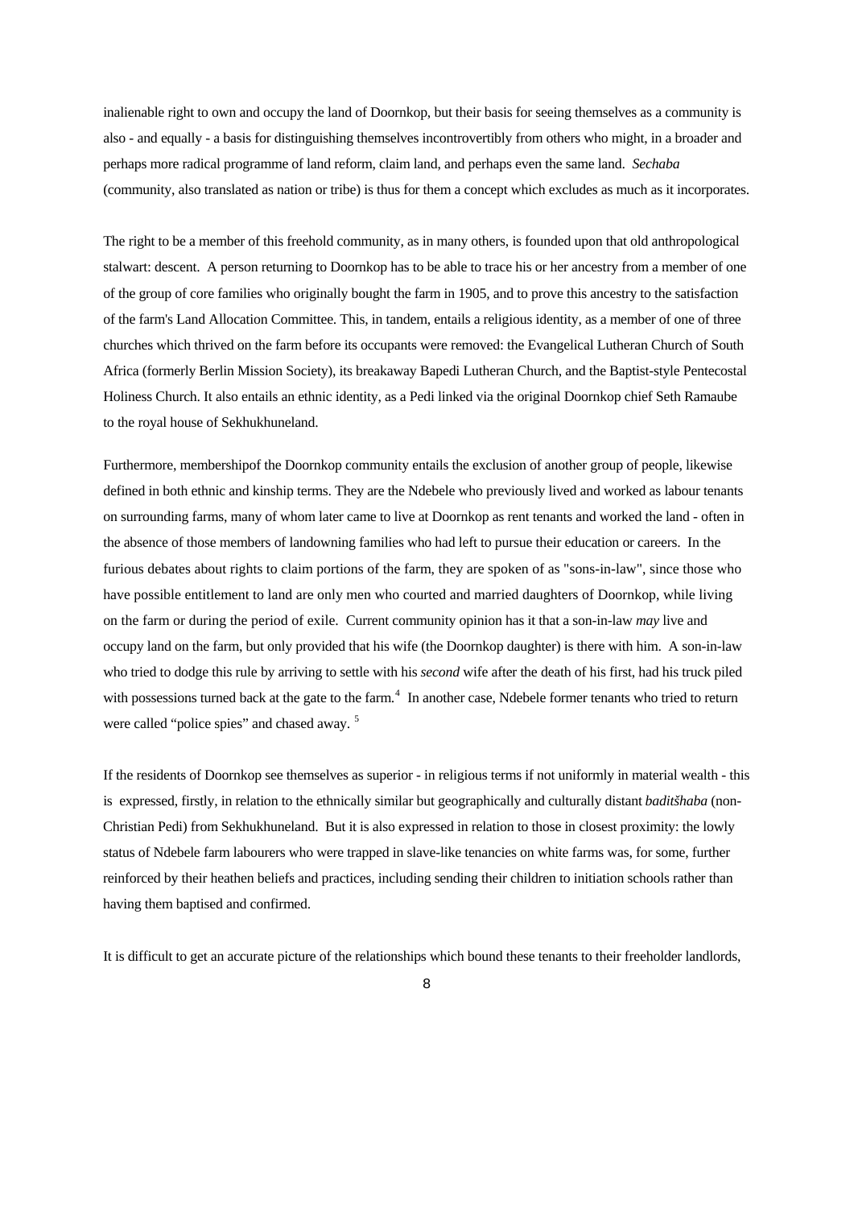inalienable right to own and occupy the land of Doornkop, but their basis for seeing themselves as a community is also - and equally - a basis for distinguishing themselves incontrovertibly from others who might, in a broader and perhaps more radical programme of land reform, claim land, and perhaps even the same land. *Sechaba* (community, also translated as nation or tribe) is thus for them a concept which excludes as much as it incorporates.

The right to be a member of this freehold community, as in many others, is founded upon that old anthropological stalwart: descent. A person returning to Doornkop has to be able to trace his or her ancestry from a member of one of the group of core families who originally bought the farm in 1905, and to prove this ancestry to the satisfaction of the farm's Land Allocation Committee. This, in tandem, entails a religious identity, as a member of one of three churches which thrived on the farm before its occupants were removed: the Evangelical Lutheran Church of South Africa (formerly Berlin Mission Society), its breakaway Bapedi Lutheran Church, and the Baptist-style Pentecostal Holiness Church. It also entails an ethnic identity, as a Pedi linked via the original Doornkop chief Seth Ramaube to the royal house of Sekhukhuneland.

Furthermore, membershipof the Doornkop community entails the exclusion of another group of people, likewise defined in both ethnic and kinship terms. They are the Ndebele who previously lived and worked as labour tenants on surrounding farms, many of whom later came to live at Doornkop as rent tenants and worked the land - often in the absence of those members of landowning families who had left to pursue their education or careers. In the furious debates about rights to claim portions of the farm, they are spoken of as "sons-in-law", since those who have possible entitlement to land are only men who courted and married daughters of Doornkop, while living on the farm or during the period of exile. Current community opinion has it that a son-in-law *may* live and occupy land on the farm, but only provided that his wife (the Doornkop daughter) is there with him. A son-in-law who tried to dodge this rule by arriving to settle with his *second* wife after the death of his first, had his truck piled with possessions turned back at the gate to the farm.[4] In another case, Ndebele former tenants who tried to return were called "police spies" and chased away. [5]

If the residents of Doornkop see themselves as superior - in religious terms if not uniformly in material wealth - this is expressed, firstly, in relation to the ethnically similar but geographically and culturally distant *baditšhaba* (non-Christian Pedi) from Sekhukhuneland. But it is also expressed in relation to those in closest proximity: the lowly status of Ndebele farm labourers who were trapped in slave-like tenancies on white farms was, for some, further reinforced by their heathen beliefs and practices, including sending their children to initiation schools rather than having them baptised and confirmed.

It is difficult to get an accurate picture of the relationships which bound these tenants to their freeholder landlords,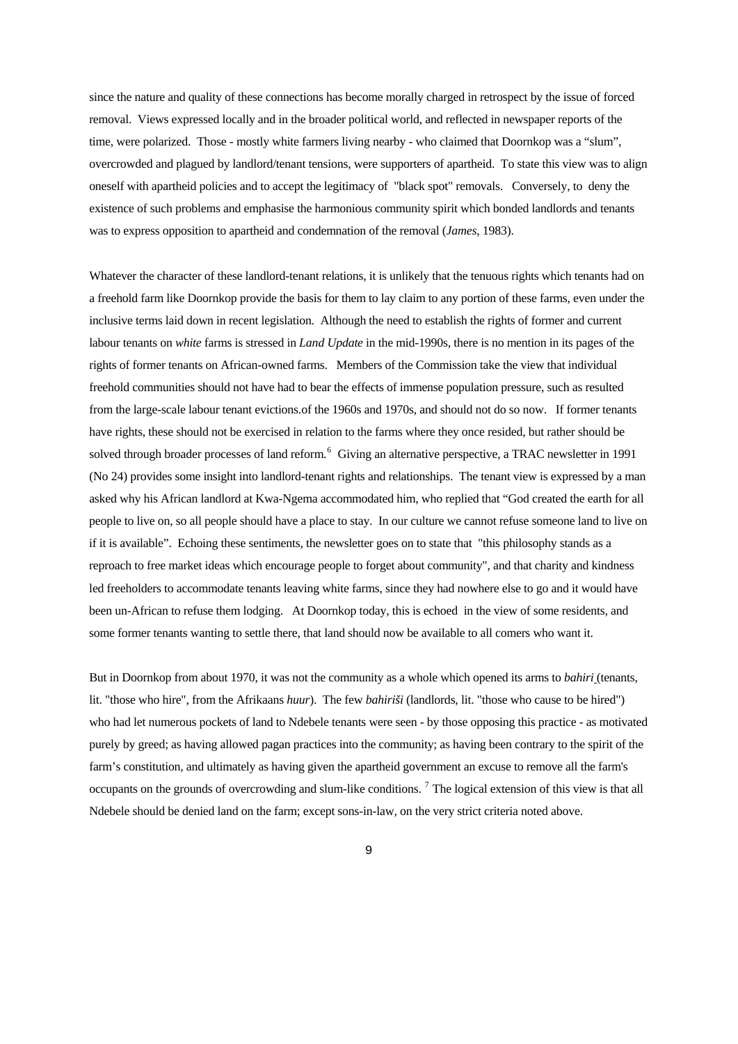since the nature and quality of these connections has become morally charged in retrospect by the issue of forced removal. Views expressed locally and in the broader political world, and reflected in newspaper reports of the time, were polarized. Those - mostly white farmers living nearby - who claimed that Doornkop was a "slum", overcrowded and plagued by landlord/tenant tensions, were supporters of apartheid. To state this view was to align oneself with apartheid policies and to accept the legitimacy of "black spot" removals. Conversely, to deny the existence of such problems and emphasise the harmonious community spirit which bonded landlords and tenants was to express opposition to apartheid and condemnation of the removal (*James*, 1983).

Whatever the character of these landlord-tenant relations, it is unlikely that the tenuous rights which tenants had on a freehold farm like Doornkop provide the basis for them to lay claim to any portion of these farms, even under the inclusive terms laid down in recent legislation. Although the need to establish the rights of former and current labour tenants on *white* farms is stressed in *Land Update* in the mid-1990s, there is no mention in its pages of the rights of former tenants on African-owned farms. Members of the Commission take the view that individual freehold communities should not have had to bear the effects of immense population pressure, such as resulted from the large-scale labour tenant evictions.of the 1960s and 1970s, and should not do so now. If former tenants have rights, these should not be exercised in relation to the farms where they once resided, but rather should be solved through broader processes of land reform.[6] Giving an alternative perspective, a TRAC newsletter in 1991 (No 24) provides some insight into landlord-tenant rights and relationships. The tenant view is expressed by a man asked why his African landlord at Kwa-Ngema accommodated him, who replied that "God created the earth for all people to live on, so all people should have a place to stay. In our culture we cannot refuse someone land to live on if it is available". Echoing these sentiments, the newsletter goes on to state that "this philosophy stands as a reproach to free market ideas which encourage people to forget about community", and that charity and kindness led freeholders to accommodate tenants leaving white farms, since they had nowhere else to go and it would have been un-African to refuse them lodging. At Doornkop today, this is echoed in the view of some residents, and some former tenants wanting to settle there, that land should now be available to all comers who want it.

But in Doornkop from about 1970, it was not the community as a whole which opened its arms to *bahiri* (tenants, lit. "those who hire", from the Afrikaans *huur*). The few *bahiriši* (landlords, lit. "those who cause to be hired") who had let numerous pockets of land to Ndebele tenants were seen - by those opposing this practice - as motivated purely by greed; as having allowed pagan practices into the community; as having been contrary to the spirit of the farm's constitution, and ultimately as having given the apartheid government an excuse to remove all the farm's occupants on the grounds of overcrowding and slum-like conditions.[7] The logical extension of this view is that all Ndebele should be denied land on the farm; except sons-in-law, on the very strict criteria noted above.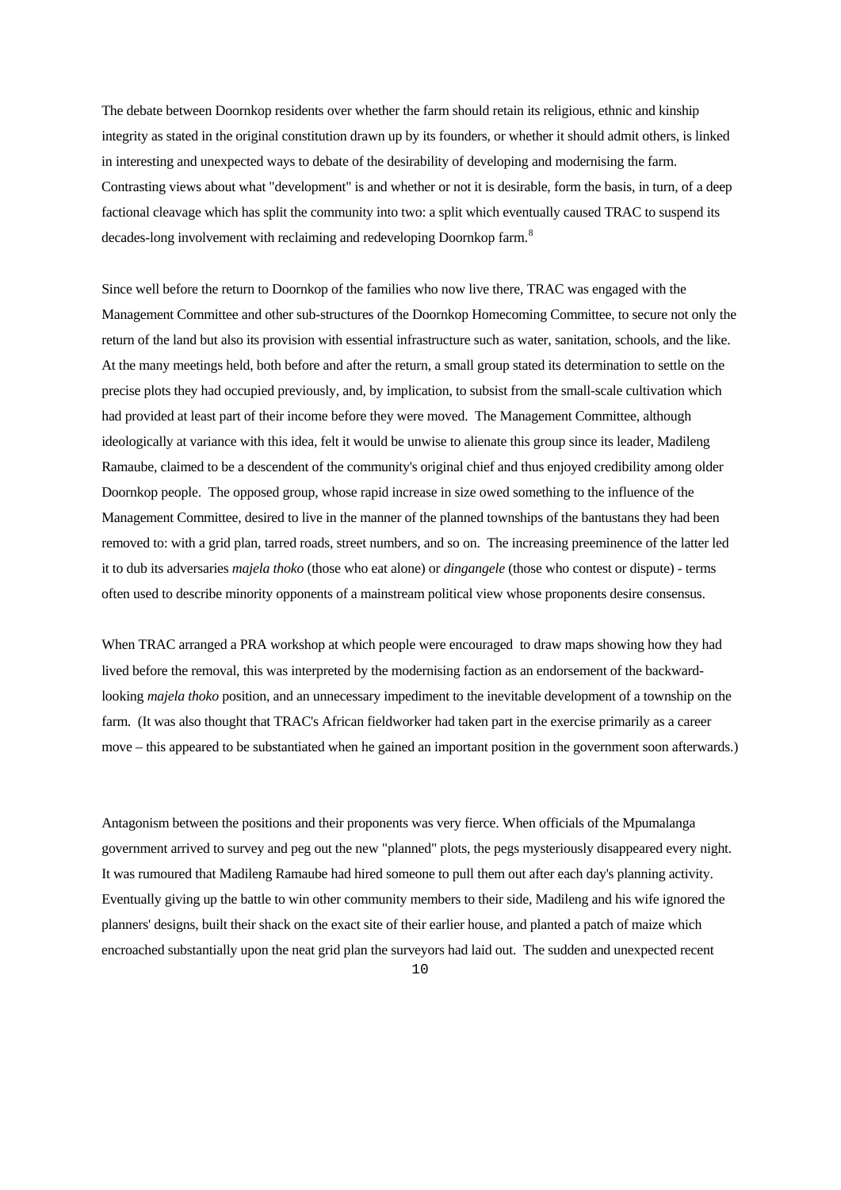The debate between Doornkop residents over whether the farm should retain its religious, ethnic and kinship integrity as stated in the original constitution drawn up by its founders, or whether it should admit others, is linked in interesting and unexpected ways to debate of the desirability of developing and modernising the farm. Contrasting views about what "development" is and whether or not it is desirable, form the basis, in turn, of a deep factional cleavage which has split the community into two: a split which eventually caused TRAC to suspend its decades-long involvement with reclaiming and redeveloping Doornkop farm.[8]

Since well before the return to Doornkop of the families who now live there, TRAC was engaged with the Management Committee and other sub-structures of the Doornkop Homecoming Committee, to secure not only the return of the land but also its provision with essential infrastructure such as water, sanitation, schools, and the like. At the many meetings held, both before and after the return, a small group stated its determination to settle on the precise plots they had occupied previously, and, by implication, to subsist from the small-scale cultivation which had provided at least part of their income before they were moved. The Management Committee, although ideologically at variance with this idea, felt it would be unwise to alienate this group since its leader, Madileng Ramaube, claimed to be a descendent of the community's original chief and thus enjoyed credibility among older Doornkop people. The opposed group, whose rapid increase in size owed something to the influence of the Management Committee, desired to live in the manner of the planned townships of the bantustans they had been removed to: with a grid plan, tarred roads, street numbers, and so on. The increasing preeminence of the latter led it to dub its adversaries *majela thoko* (those who eat alone) or *dingangele* (those who contest or dispute) - terms often used to describe minority opponents of a mainstream political view whose proponents desire consensus.

When TRAC arranged a PRA workshop at which people were encouraged to draw maps showing how they had lived before the removal, this was interpreted by the modernising faction as an endorsement of the backward-looking *majela thoko* position, and an unnecessary impediment to the inevitable development of a township on the farm. (It was also thought that TRAC's African fieldworker had taken part in the exercise primarily as a career move – this appeared to be substantiated when he gained an important position in the government soon afterwards.)

Antagonism between the positions and their proponents was very fierce. When officials of the Mpumalanga government arrived to survey and peg out the new "planned" plots, the pegs mysteriously disappeared every night. It was rumoured that Madileng Ramaube had hired someone to pull them out after each day's planning activity. Eventually giving up the battle to win other community members to their side, Madileng and his wife ignored the planners' designs, built their shack on the exact site of their earlier house, and planted a patch of maize which encroached substantially upon the neat grid plan the surveyors had laid out. The sudden and unexpected recent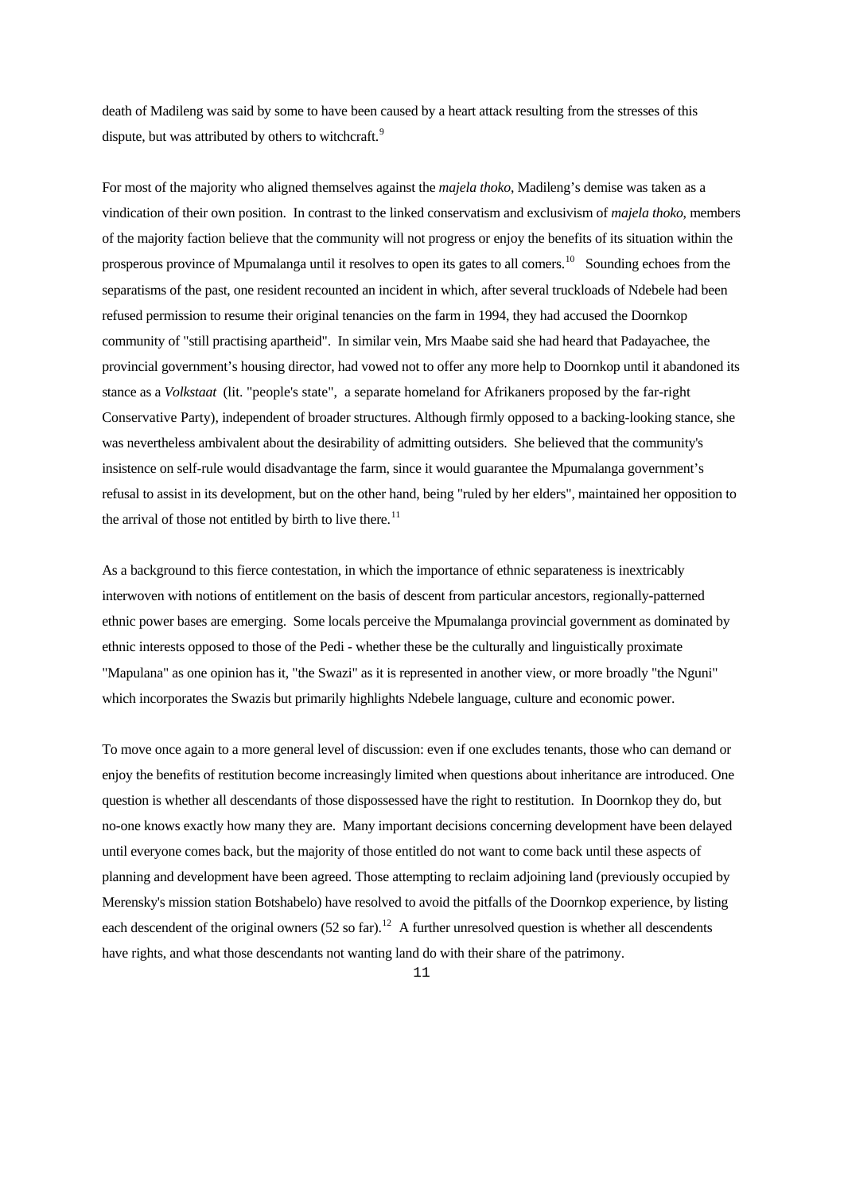death of Madileng was said by some to have been caused by a heart attack resulting from the stresses of this dispute, but was attributed by others to witchcraft.[9]

For most of the majority who aligned themselves against the *majela thoko*, Madileng's demise was taken as a vindication of their own position. In contrast to the linked conservatism and exclusivism of *majela thoko*, members of the majority faction believe that the community will not progress or enjoy the benefits of its situation within the prosperous province of Mpumalanga until it resolves to open its gates to all comers.[10] Sounding echoes from the separatisms of the past, one resident recounted an incident in which, after several truckloads of Ndebele had been refused permission to resume their original tenancies on the farm in 1994, they had accused the Doornkop community of "still practising apartheid". In similar vein, Mrs Maabe said she had heard that Padayachee, the provincial government's housing director, had vowed not to offer any more help to Doornkop until it abandoned its stance as a *Volkstaat* (lit. "people's state", a separate homeland for Afrikaners proposed by the far-right Conservative Party), independent of broader structures. Although firmly opposed to a backing-looking stance, she was nevertheless ambivalent about the desirability of admitting outsiders. She believed that the community's insistence on self-rule would disadvantage the farm, since it would guarantee the Mpumalanga government's refusal to assist in its development, but on the other hand, being "ruled by her elders", maintained her opposition to the arrival of those not entitled by birth to live there.[11]

As a background to this fierce contestation, in which the importance of ethnic separateness is inextricably interwoven with notions of entitlement on the basis of descent from particular ancestors, regionally-patterned ethnic power bases are emerging. Some locals perceive the Mpumalanga provincial government as dominated by ethnic interests opposed to those of the Pedi - whether these be the culturally and linguistically proximate "Mapulana" as one opinion has it, "the Swazi" as it is represented in another view, or more broadly "the Nguni" which incorporates the Swazis but primarily highlights Ndebele language, culture and economic power.

To move once again to a more general level of discussion: even if one excludes tenants, those who can demand or enjoy the benefits of restitution become increasingly limited when questions about inheritance are introduced. One question is whether all descendants of those dispossessed have the right to restitution. In Doornkop they do, but no-one knows exactly how many they are. Many important decisions concerning development have been delayed until everyone comes back, but the majority of those entitled do not want to come back until these aspects of planning and development have been agreed. Those attempting to reclaim adjoining land (previously occupied by Merensky's mission station Botshabelo) have resolved to avoid the pitfalls of the Doornkop experience, by listing each descendent of the original owners (52 so far).[12] A further unresolved question is whether all descendents have rights, and what those descendants not wanting land do with their share of the patrimony.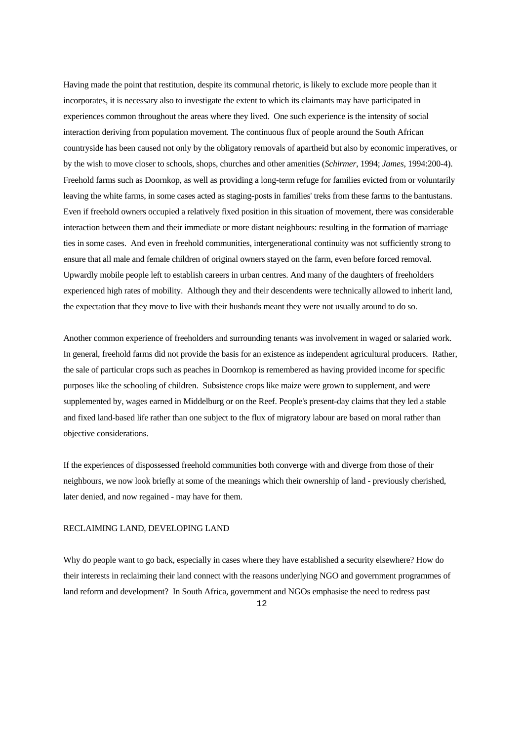Having made the point that restitution, despite its communal rhetoric, is likely to exclude more people than it incorporates, it is necessary also to investigate the extent to which its claimants may have participated in experiences common throughout the areas where they lived. One such experience is the intensity of social interaction deriving from population movement. The continuous flux of people around the South African countryside has been caused not only by the obligatory removals of apartheid but also by economic imperatives, or by the wish to move closer to schools, shops, churches and other amenities (*Schirmer*, 1994; *James*, 1994:200-4). Freehold farms such as Doornkop, as well as providing a long-term refuge for families evicted from or voluntarily leaving the white farms, in some cases acted as staging-posts in families' treks from these farms to the bantustans. Even if freehold owners occupied a relatively fixed position in this situation of movement, there was considerable interaction between them and their immediate or more distant neighbours: resulting in the formation of marriage ties in some cases. And even in freehold communities, intergenerational continuity was not sufficiently strong to ensure that all male and female children of original owners stayed on the farm, even before forced removal. Upwardly mobile people left to establish careers in urban centres. And many of the daughters of freeholders experienced high rates of mobility. Although they and their descendents were technically allowed to inherit land, the expectation that they move to live with their husbands meant they were not usually around to do so.

Another common experience of freeholders and surrounding tenants was involvement in waged or salaried work. In general, freehold farms did not provide the basis for an existence as independent agricultural producers. Rather, the sale of particular crops such as peaches in Doornkop is remembered as having provided income for specific purposes like the schooling of children. Subsistence crops like maize were grown to supplement, and were supplemented by, wages earned in Middelburg or on the Reef. People's present-day claims that they led a stable and fixed land-based life rather than one subject to the flux of migratory labour are based on moral rather than objective considerations.

If the experiences of dispossessed freehold communities both converge with and diverge from those of their neighbours, we now look briefly at some of the meanings which their ownership of land - previously cherished, later denied, and now regained - may have for them.

## RECLAIMING LAND, DEVELOPING LAND

Why do people want to go back, especially in cases where they have established a security elsewhere? How do their interests in reclaiming their land connect with the reasons underlying NGO and government programmes of land reform and development? In South Africa, government and NGOs emphasise the need to redress past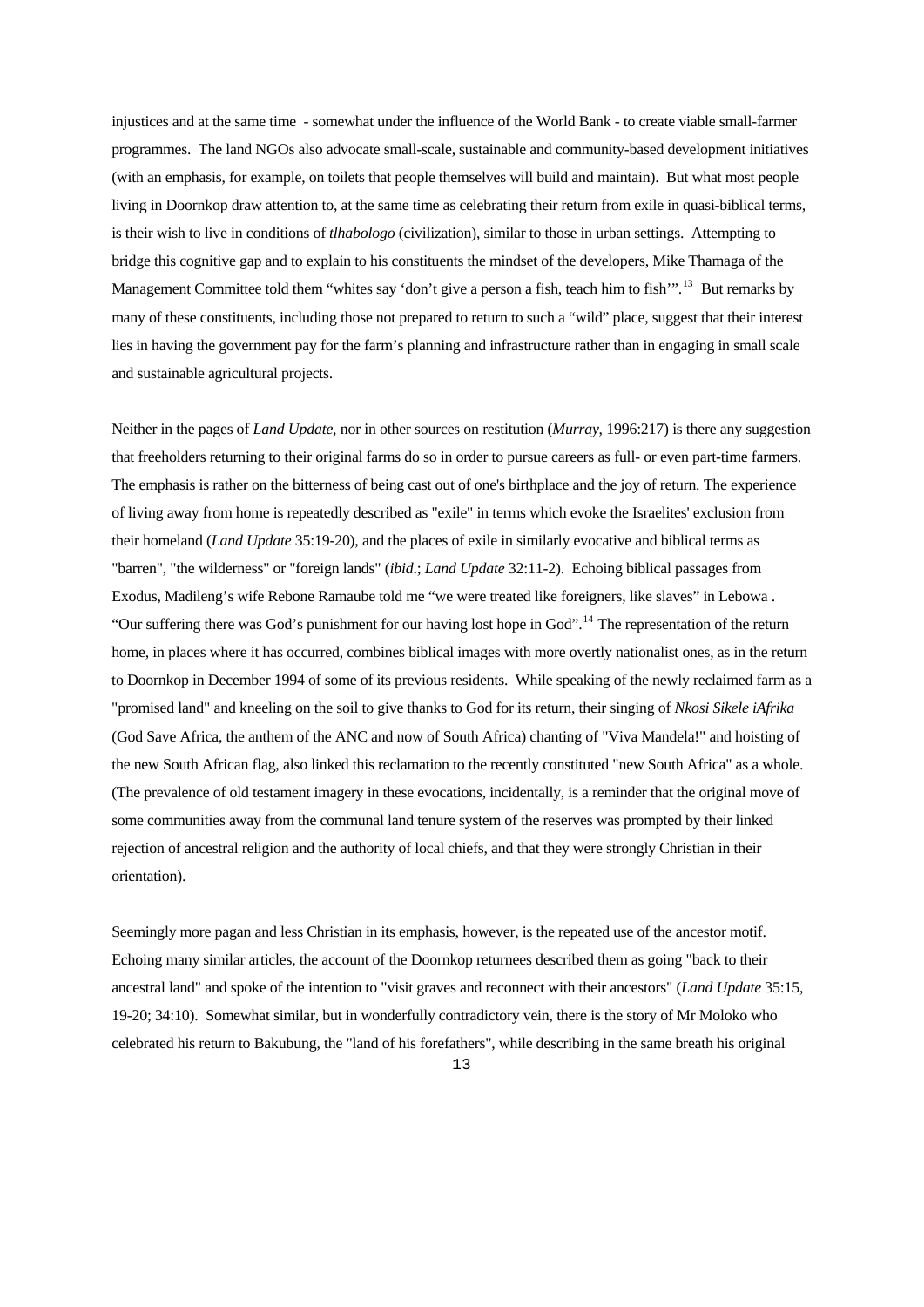injustices and at the same time - somewhat under the influence of the World Bank - to create viable small-farmer programmes. The land NGOs also advocate small-scale, sustainable and community-based development initiatives (with an emphasis, for example, on toilets that people themselves will build and maintain). But what most people living in Doornkop draw attention to, at the same time as celebrating their return from exile in quasi-biblical terms, is their wish to live in conditions of *tlhabologo* (civilization), similar to those in urban settings. Attempting to bridge this cognitive gap and to explain to his constituents the mindset of the developers, Mike Thamaga of the Management Committee told them "whites say 'don't give a person a fish, teach him to fish'".[13] But remarks by many of these constituents, including those not prepared to return to such a "wild" place, suggest that their interest lies in having the government pay for the farm's planning and infrastructure rather than in engaging in small scale and sustainable agricultural projects.

Neither in the pages of *Land Update*, nor in other sources on restitution (*Murray*, 1996:217) is there any suggestion that freeholders returning to their original farms do so in order to pursue careers as full- or even part-time farmers. The emphasis is rather on the bitterness of being cast out of one's birthplace and the joy of return. The experience of living away from home is repeatedly described as "exile" in terms which evoke the Israelites' exclusion from their homeland (*Land Update* 35:19-20), and the places of exile in similarly evocative and biblical terms as "barren", "the wilderness" or "foreign lands" (*ibid*.; *Land Update* 32:11-2). Echoing biblical passages from Exodus, Madileng's wife Rebone Ramaube told me "we were treated like foreigners, like slaves" in Lebowa . "Our suffering there was God's punishment for our having lost hope in God".[14] The representation of the return home, in places where it has occurred, combines biblical images with more overtly nationalist ones, as in the return to Doornkop in December 1994 of some of its previous residents. While speaking of the newly reclaimed farm as a "promised land" and kneeling on the soil to give thanks to God for its return, their singing of *Nkosi Sikele iAfrika* (God Save Africa, the anthem of the ANC and now of South Africa) chanting of "Viva Mandela!" and hoisting of the new South African flag, also linked this reclamation to the recently constituted "new South Africa" as a whole. (The prevalence of old testament imagery in these evocations, incidentally, is a reminder that the original move of some communities away from the communal land tenure system of the reserves was prompted by their linked rejection of ancestral religion and the authority of local chiefs, and that they were strongly Christian in their orientation).

Seemingly more pagan and less Christian in its emphasis, however, is the repeated use of the ancestor motif. Echoing many similar articles, the account of the Doornkop returnees described them as going "back to their ancestral land" and spoke of the intention to "visit graves and reconnect with their ancestors" (*Land Update* 35:15, 19-20; 34:10). Somewhat similar, but in wonderfully contradictory vein, there is the story of Mr Moloko who celebrated his return to Bakubung, the "land of his forefathers", while describing in the same breath his original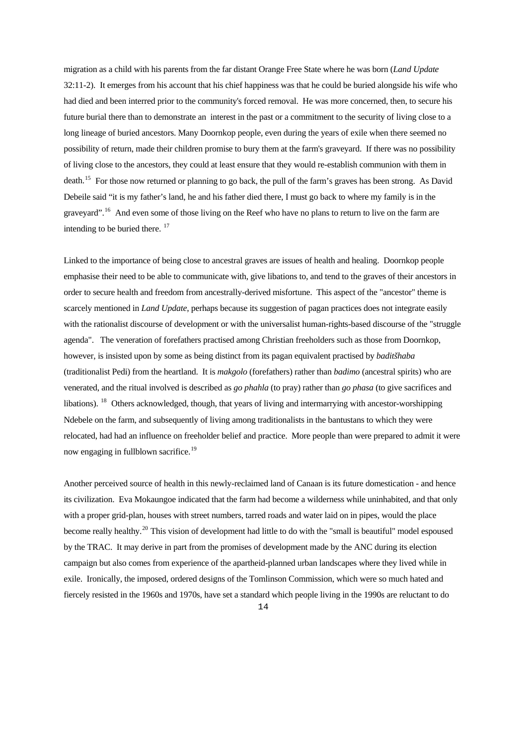migration as a child with his parents from the far distant Orange Free State where he was born (*Land Update* 32:11-2). It emerges from his account that his chief happiness was that he could be buried alongside his wife who had died and been interred prior to the community's forced removal. He was more concerned, then, to secure his future burial there than to demonstrate an interest in the past or a commitment to the security of living close to a long lineage of buried ancestors. Many Doornkop people, even during the years of exile when there seemed no possibility of return, made their children promise to bury them at the farm's graveyard. If there was no possibility of living close to the ancestors, they could at least ensure that they would re-establish communion with them in death.[15] For those now returned or planning to go back, the pull of the farm's graves has been strong. As David Debeile said "it is my father's land, he and his father died there, I must go back to where my family is in the graveyard".[16] And even some of those living on the Reef who have no plans to return to live on the farm are intending to be buried there. [17]

Linked to the importance of being close to ancestral graves are issues of health and healing. Doornkop people emphasise their need to be able to communicate with, give libations to, and tend to the graves of their ancestors in order to secure health and freedom from ancestrally-derived misfortune. This aspect of the "ancestor" theme is scarcely mentioned in *Land Update,* perhaps because its suggestion of pagan practices does not integrate easily with the rationalist discourse of development or with the universalist human-rights-based discourse of the "struggle agenda". The veneration of forefathers practised among Christian freeholders such as those from Doornkop, however, is insisted upon by some as being distinct from its pagan equivalent practised by *baditšhaba* (traditionalist Pedi) from the heartland. It is *makgolo* (forefathers) rather than *badimo* (ancestral spirits) who are venerated, and the ritual involved is described as *go phahla* (to pray) rather than *go phasa* (to give sacrifices and libations). [18] Others acknowledged, though, that years of living and intermarrying with ancestor-worshipping Ndebele on the farm, and subsequently of living among traditionalists in the bantustans to which they were relocated, had had an influence on freeholder belief and practice. More people than were prepared to admit it were now engaging in fullblown sacrifice.[19]

Another perceived source of health in this newly-reclaimed land of Canaan is its future domestication - and hence its civilization. Eva Mokaungoe indicated that the farm had become a wilderness while uninhabited, and that only with a proper grid-plan, houses with street numbers, tarred roads and water laid on in pipes, would the place become really healthy.[20] This vision of development had little to do with the "small is beautiful" model espoused by the TRAC. It may derive in part from the promises of development made by the ANC during its election campaign but also comes from experience of the apartheid-planned urban landscapes where they lived while in exile. Ironically, the imposed, ordered designs of the Tomlinson Commission, which were so much hated and fiercely resisted in the 1960s and 1970s, have set a standard which people living in the 1990s are reluctant to do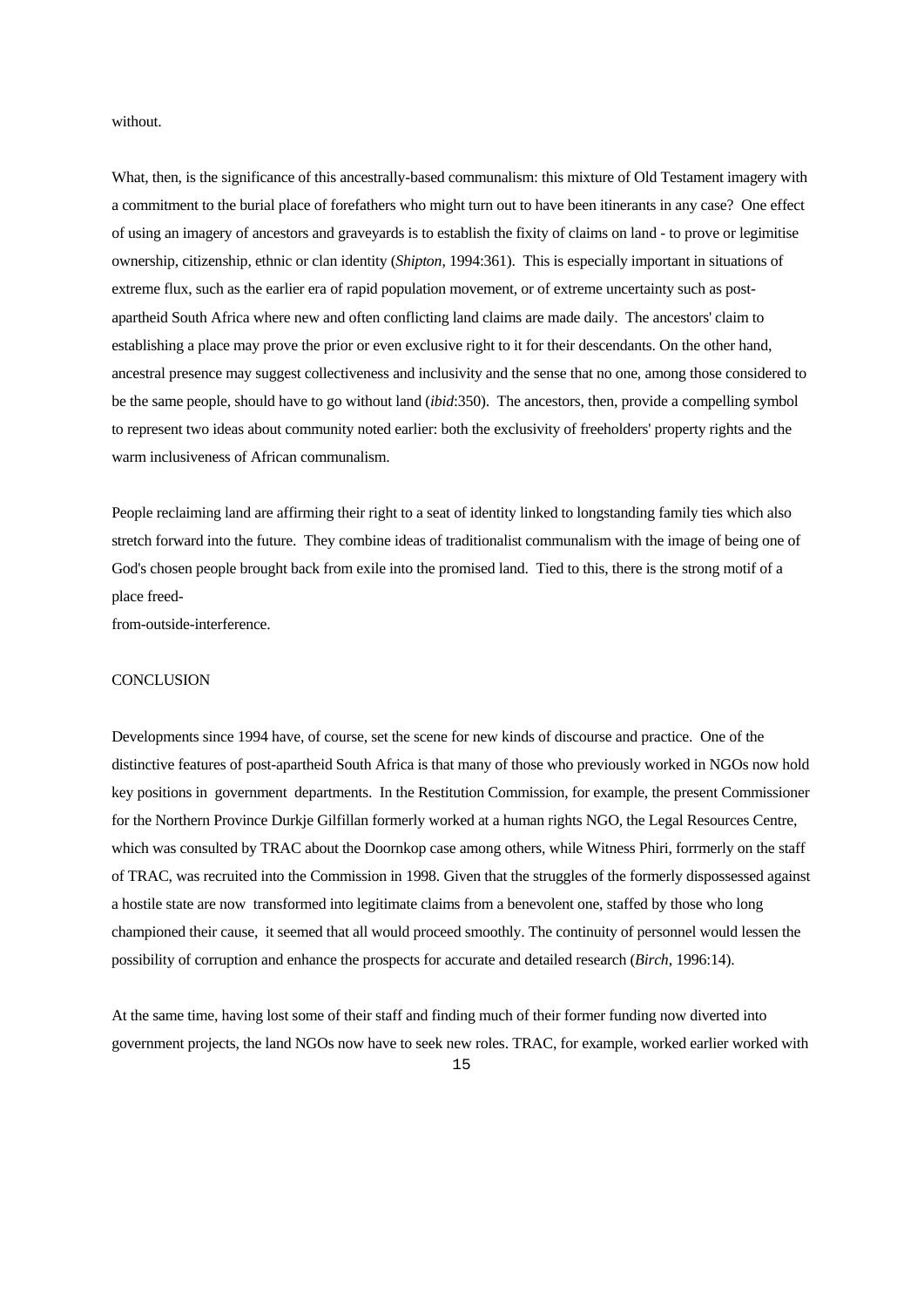without.

What, then, is the significance of this ancestrally-based communalism: this mixture of Old Testament imagery with a commitment to the burial place of forefathers who might turn out to have been itinerants in any case? One effect of using an imagery of ancestors and graveyards is to establish the fixity of claims on land - to prove or legimitise ownership, citizenship, ethnic or clan identity (*Shipton*, 1994:361). This is especially important in situations of extreme flux, such as the earlier era of rapid population movement, or of extreme uncertainty such as post-apartheid South Africa where new and often conflicting land claims are made daily. The ancestors' claim to establishing a place may prove the prior or even exclusive right to it for their descendants. On the other hand, ancestral presence may suggest collectiveness and inclusivity and the sense that no one, among those considered to be the same people, should have to go without land (*ibid*:350). The ancestors, then, provide a compelling symbol to represent two ideas about community noted earlier: both the exclusivity of freeholders' property rights and the warm inclusiveness of African communalism.

People reclaiming land are affirming their right to a seat of identity linked to longstanding family ties which also stretch forward into the future. They combine ideas of traditionalist communalism with the image of being one of God's chosen people brought back from exile into the promised land. Tied to this, there is the strong motif of a place freed-
from-outside-interference.

## CONCLUSION

Developments since 1994 have, of course, set the scene for new kinds of discourse and practice. One of the distinctive features of post-apartheid South Africa is that many of those who previously worked in NGOs now hold key positions in government departments. In the Restitution Commission, for example, the present Commissioner for the Northern Province Durkje Gilfillan formerly worked at a human rights NGO, the Legal Resources Centre, which was consulted by TRAC about the Doornkop case among others, while Witness Phiri, forrmerly on the staff of TRAC, was recruited into the Commission in 1998. Given that the struggles of the formerly dispossessed against a hostile state are now transformed into legitimate claims from a benevolent one, staffed by those who long championed their cause, it seemed that all would proceed smoothly. The continuity of personnel would lessen the possibility of corruption and enhance the prospects for accurate and detailed research (*Birch*, 1996:14).

At the same time, having lost some of their staff and finding much of their former funding now diverted into government projects, the land NGOs now have to seek new roles. TRAC, for example, worked earlier worked with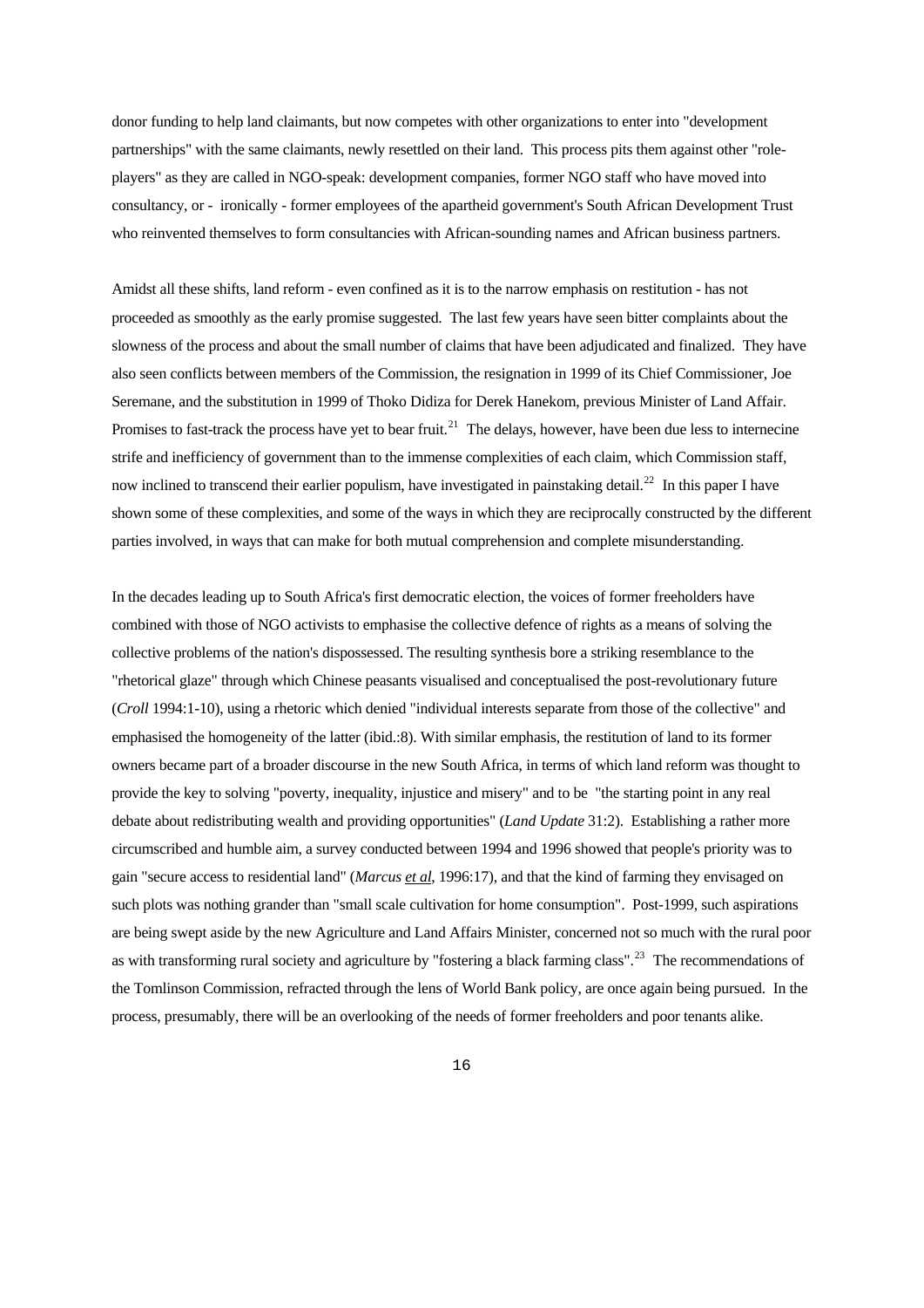donor funding to help land claimants, but now competes with other organizations to enter into "development partnerships" with the same claimants, newly resettled on their land. This process pits them against other "role-players" as they are called in NGO-speak: development companies, former NGO staff who have moved into consultancy, or - ironically - former employees of the apartheid government's South African Development Trust who reinvented themselves to form consultancies with African-sounding names and African business partners.

Amidst all these shifts, land reform - even confined as it is to the narrow emphasis on restitution - has not proceeded as smoothly as the early promise suggested. The last few years have seen bitter complaints about the slowness of the process and about the small number of claims that have been adjudicated and finalized. They have also seen conflicts between members of the Commission, the resignation in 1999 of its Chief Commissioner, Joe Seremane, and the substitution in 1999 of Thoko Didiza for Derek Hanekom, previous Minister of Land Affair. Promises to fast-track the process have yet to bear fruit.[21] The delays, however, have been due less to internecine strife and inefficiency of government than to the immense complexities of each claim, which Commission staff, now inclined to transcend their earlier populism, have investigated in painstaking detail.[22] In this paper I have shown some of these complexities, and some of the ways in which they are reciprocally constructed by the different parties involved, in ways that can make for both mutual comprehension and complete misunderstanding.

In the decades leading up to South Africa's first democratic election, the voices of former freeholders have combined with those of NGO activists to emphasise the collective defence of rights as a means of solving the collective problems of the nation's dispossessed. The resulting synthesis bore a striking resemblance to the "rhetorical glaze" through which Chinese peasants visualised and conceptualised the post-revolutionary future (*Croll* 1994:1-10), using a rhetoric which denied "individual interests separate from those of the collective" and emphasised the homogeneity of the latter (ibid.:8). With similar emphasis, the restitution of land to its former owners became part of a broader discourse in the new South Africa, in terms of which land reform was thought to provide the key to solving "poverty, inequality, injustice and misery" and to be "the starting point in any real debate about redistributing wealth and providing opportunities" (*Land Update* 31:2). Establishing a rather more circumscribed and humble aim, a survey conducted between 1994 and 1996 showed that people's priority was to gain "secure access to residential land" (*Marcus et al*, 1996:17), and that the kind of farming they envisaged on such plots was nothing grander than "small scale cultivation for home consumption". Post-1999, such aspirations are being swept aside by the new Agriculture and Land Affairs Minister, concerned not so much with the rural poor as with transforming rural society and agriculture by "fostering a black farming class".[23] The recommendations of the Tomlinson Commission, refracted through the lens of World Bank policy, are once again being pursued. In the process, presumably, there will be an overlooking of the needs of former freeholders and poor tenants alike.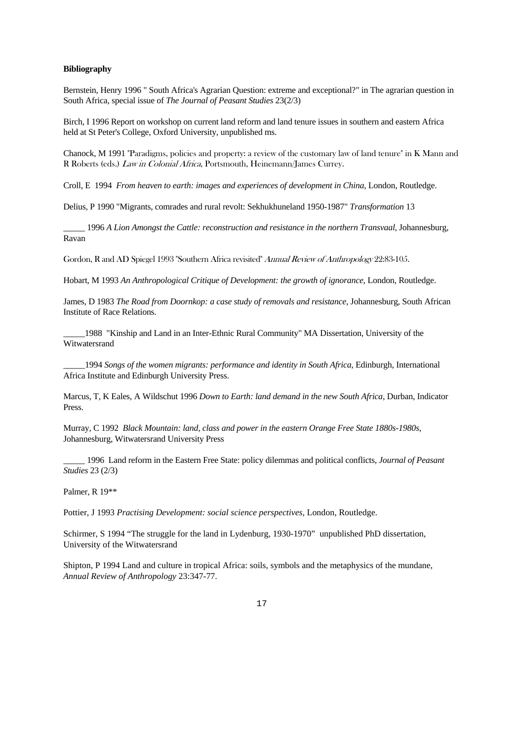**Bibliography**

Bernstein, Henry 1996 " South Africa's Agrarian Question: extreme and exceptional?" in The agrarian question in South Africa, special issue of *The Journal of Peasant Studies* 23(2/3)

Birch, I 1996 Report on workshop on current land reform and land tenure issues in southern and eastern Africa held at St Peter's College, Oxford University, unpublished ms.

Chanock, M 1991 "Paradigms, policies and property: a review of the customary law of land tenure" in K Mann and R Roberts (eds.) *Law in Colonial Africa*, Portsmouth, Heinemann/James Currey.

Croll, E 1994 *From heaven to earth: images and experiences of development in China*, London, Routledge.

Delius, P 1990 "Migrants, comrades and rural revolt: Sekhukhuneland 1950-1987" *Transformation* 13

_____ 1996 *A Lion Amongst the Cattle: reconstruction and resistance in the northern Transvaal*, Johannesburg, Ravan

Gordon, R and AD Spiegel 1993 "Southern Africa revisited" *Annual Review of Anthropology* 22:83-105.

Hobart, M 1993 *An Anthropological Critique of Development: the growth of ignorance*, London, Routledge.

James, D 1983 *The Road from Doornkop: a case study of removals and resistance*, Johannesburg, South African Institute of Race Relations.

_____1988 "Kinship and Land in an Inter-Ethnic Rural Community" MA Dissertation, University of the Witwatersrand

_____1994 *Songs of the women migrants: performance and identity in South Africa*, Edinburgh, International Africa Institute and Edinburgh University Press.

Marcus, T, K Eales, A Wildschut 1996 *Down to Earth: land demand in the new South Africa*, Durban, Indicator Press.

Murray, C 1992 *Black Mountain: land, class and power in the eastern Orange Free State 1880s-1980s*, Johannesburg, Witwatersrand University Press

_____ 1996 Land reform in the Eastern Free State: policy dilemmas and political conflicts, *Journal of Peasant Studies* 23 (2/3)

Palmer, R 19**

Pottier, J 1993 *Practising Development: social science perspectives*, London, Routledge.

Schirmer, S 1994 "The struggle for the land in Lydenburg, 1930-1970" unpublished PhD dissertation, University of the Witwatersrand

Shipton, P 1994 Land and culture in tropical Africa: soils, symbols and the metaphysics of the mundane, *Annual Review of Anthropology* 23:347-77.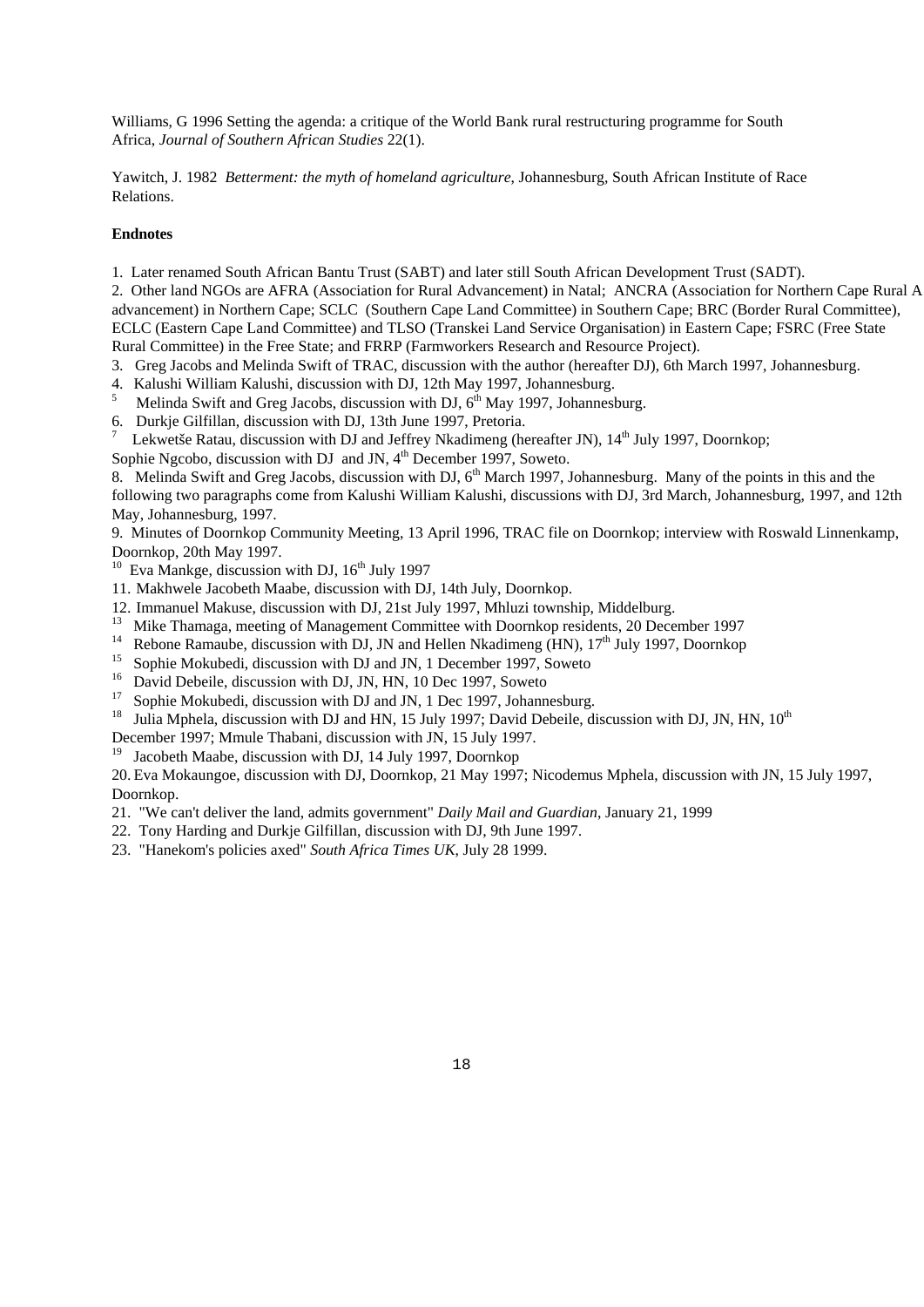Williams, G 1996 Setting the agenda: a critique of the World Bank rural restructuring programme for South Africa, *Journal of Southern African Studies* 22(1).

Yawitch, J. 1982 *Betterment: the myth of homeland agriculture*, Johannesburg, South African Institute of Race Relations.

**Endnotes**

1. Later renamed South African Bantu Trust (SABT) and later still South African Development Trust (SADT).
2. Other land NGOs are AFRA (Association for Rural Advancement) in Natal; ANCRA (Association for Northern Cape Rural A advancement) in Northern Cape; SCLC (Southern Cape Land Committee) in Southern Cape; BRC (Border Rural Committee), ECLC (Eastern Cape Land Committee) and TLSO (Transkei Land Service Organisation) in Eastern Cape; FSRC (Free State Rural Committee) in the Free State; and FRRP (Farmworkers Research and Resource Project).
3. Greg Jacobs and Melinda Swift of TRAC, discussion with the author (hereafter DJ), 6th March 1997, Johannesburg.
4. Kalushi William Kalushi, discussion with DJ, 12th May 1997, Johannesburg.
5. Melinda Swift and Greg Jacobs, discussion with DJ, 6th May 1997, Johannesburg.
6. Durkje Gilfillan, discussion with DJ, 13th June 1997, Pretoria.
7. Lekwetše Ratau, discussion with DJ and Jeffrey Nkadimeng (hereafter JN), 14th July 1997, Doornkop; Sophie Ngcobo, discussion with DJ and JN, 4th December 1997, Soweto.
8. Melinda Swift and Greg Jacobs, discussion with DJ, 6th March 1997, Johannesburg. Many of the points in this and the following two paragraphs come from Kalushi William Kalushi, discussions with DJ, 3rd March, Johannesburg, 1997, and 12th May, Johannesburg, 1997.
9. Minutes of Doornkop Community Meeting, 13 April 1996, TRAC file on Doornkop; interview with Roswald Linnenkamp, Doornkop, 20th May 1997.
10. Eva Mankge, discussion with DJ, 16th July 1997
11. Makhwele Jacobeth Maabe, discussion with DJ, 14th July, Doornkop.
12. Immanuel Makuse, discussion with DJ, 21st July 1997, Mhluzi township, Middelburg.
13. Mike Thamaga, meeting of Management Committee with Doornkop residents, 20 December 1997
14. Rebone Ramaube, discussion with DJ, JN and Hellen Nkadimeng (HN), 17th July 1997, Doornkop
15. Sophie Mokubedi, discussion with DJ and JN, 1 December 1997, Soweto
16. David Debeile, discussion with DJ, JN, HN, 10 Dec 1997, Soweto
17. Sophie Mokubedi, discussion with DJ and JN, 1 Dec 1997, Johannesburg.
18. Julia Mphela, discussion with DJ and HN, 15 July 1997; David Debeile, discussion with DJ, JN, HN, 10th December 1997; Mmule Thabani, discussion with JN, 15 July 1997.
19. Jacobeth Maabe, discussion with DJ, 14 July 1997, Doornkop
20. Eva Mokaungoe, discussion with DJ, Doornkop, 21 May 1997; Nicodemus Mphela, discussion with JN, 15 July 1997, Doornkop.
21. "We can't deliver the land, admits government" *Daily Mail and Guardian*, January 21, 1999
22. Tony Harding and Durkje Gilfillan, discussion with DJ, 9th June 1997.
23. "Hanekom's policies axed" *South Africa Times UK*, July 28 1999.